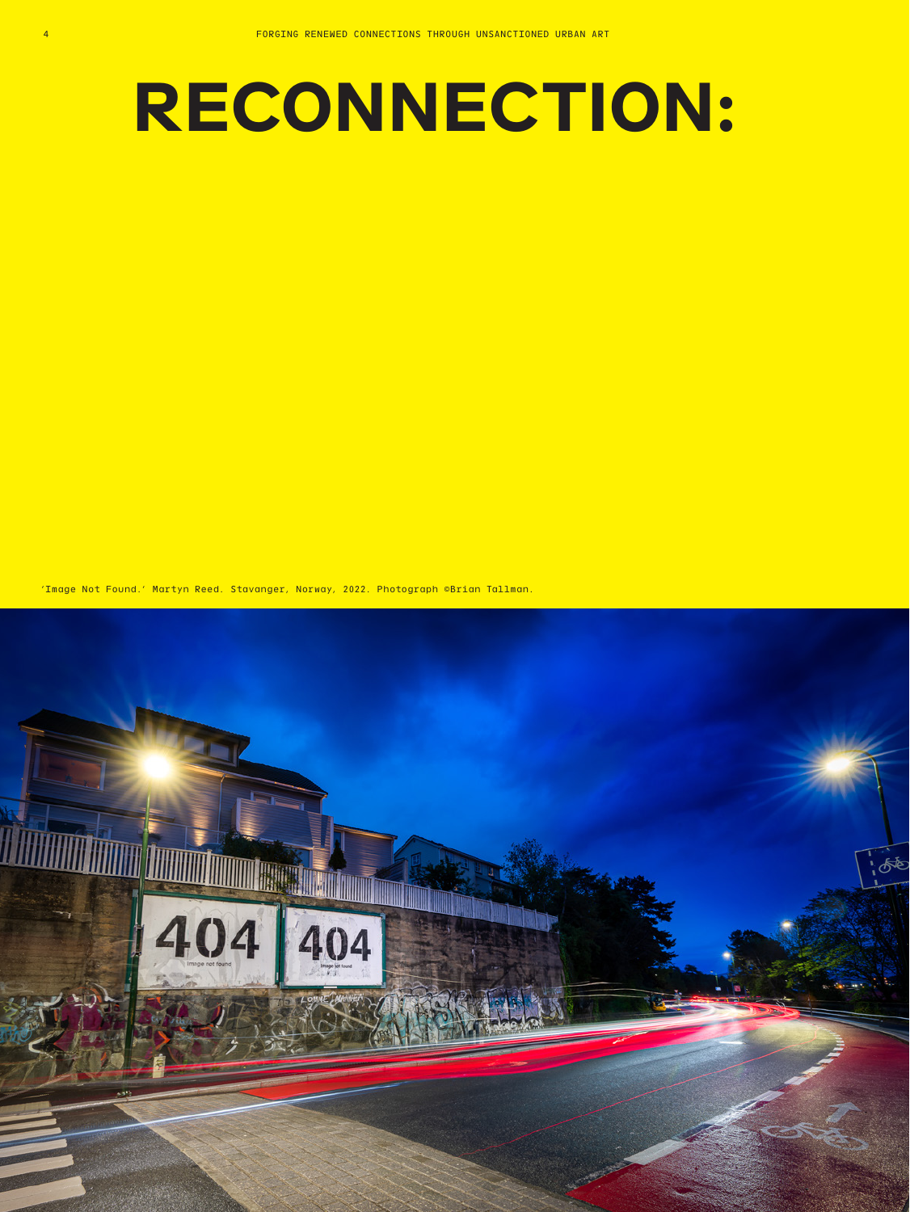# RECONNECTION:

'Image Not Found.' Martyn Reed. Stavanger, Norway, 2022. Photograph ©Brian Tallman.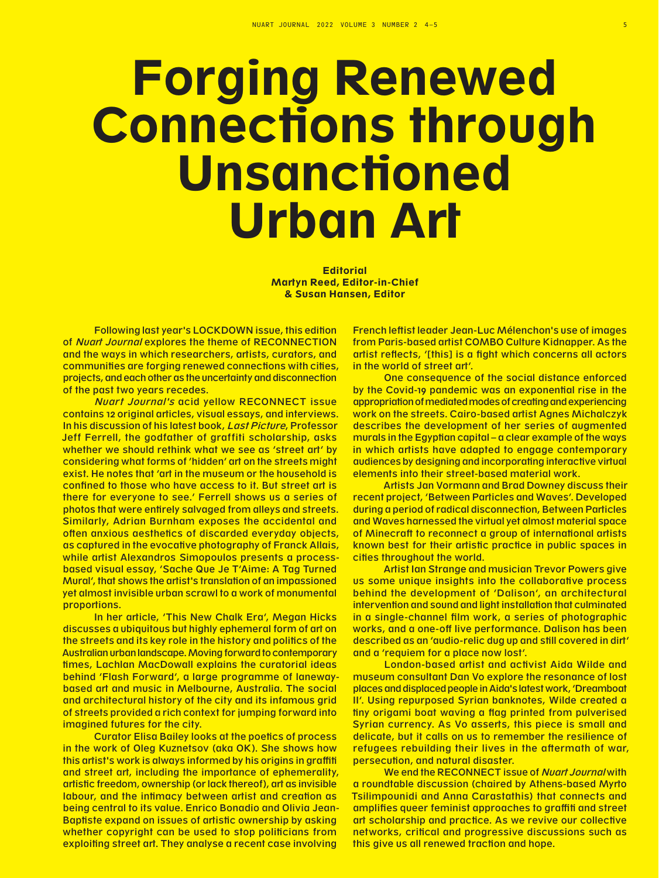# Forging Renewed Connections through Unsanctioned Urban Art

**Editorial**
**Martyn Reed, Editor-in-Chief**
**& Susan Hansen, Editor**

Following last year's LOCKDOWN issue, this edition of *Nuart Journal* explores the theme of RECONNECTION and the ways in which researchers, artists, curators, and communities are forging renewed connections with cities, projects, and each other as the uncertainty and disconnection of the past two years recedes.

*Nuart Journal's* acid yellow RECONNECT issue contains 12 original articles, visual essays, and interviews. In his discussion of his latest book, *Last Picture*, Professor Jeff Ferrell, the godfather of graffiti scholarship, asks whether we should rethink what we see as 'street art' by considering what forms of 'hidden' art on the streets might exist. He notes that 'art in the museum or the household is confined to those who have access to it. But street art is there for everyone to see.' Ferrell shows us a series of photos that were entirely salvaged from alleys and streets. Similarly, Adrian Burnham exposes the accidental and often anxious aesthetics of discarded everyday objects, as captured in the evocative photography of Franck Allais, while artist Alexandros Simopoulos presents a process-based visual essay, 'Sache Que Je T'Aime: A Tag Turned Mural', that shows the artist's translation of an impassioned yet almost invisible urban scrawl to a work of monumental proportions.

In her article, 'This New Chalk Era', Megan Hicks discusses a ubiquitous but highly ephemeral form of art on the streets and its key role in the history and politics of the Australian urban landscape. Moving forward to contemporary times, Lachlan MacDowall explains the curatorial ideas behind 'Flash Forward', a large programme of laneway-based art and music in Melbourne, Australia. The social and architectural history of the city and its infamous grid of streets provided a rich context for jumping forward into imagined futures for the city.

Curator Elisa Bailey looks at the poetics of process in the work of Oleg Kuznetsov (aka OK). She shows how this artist's work is always informed by his origins in graffiti and street art, including the importance of ephemerality, artistic freedom, ownership (or lack thereof), art as invisible labour, and the intimacy between artist and creation as being central to its value. Enrico Bonadio and Olivia Jean-Baptiste expand on issues of artistic ownership by asking whether copyright can be used to stop politicians from exploiting street art. They analyse a recent case involving French leftist leader Jean-Luc Mélenchon's use of images from Paris-based artist COMBO Culture Kidnapper. As the artist reflects, '[this] is a fight which concerns all actors in the world of street art'.

One consequence of the social distance enforced by the Covid-19 pandemic was an exponential rise in the appropriation of mediated modes of creating and experiencing work on the streets. Cairo-based artist Agnes Michalczyk describes the development of her series of augmented murals in the Egyptian capital – a clear example of the ways in which artists have adapted to engage contemporary audiences by designing and incorporating interactive virtual elements into their street-based material work.

Artists Jan Vormann and Brad Downey discuss their recent project, 'Between Particles and Waves'. Developed during a period of radical disconnection, Between Particles and Waves harnessed the virtual yet almost material space of Minecraft to reconnect a group of international artists known best for their artistic practice in public spaces in cities throughout the world.

Artist Ian Strange and musician Trevor Powers give us some unique insights into the collaborative process behind the development of 'Dalison', an architectural intervention and sound and light installation that culminated in a single-channel film work, a series of photographic works, and a one-off live performance. Dalison has been described as an 'audio-relic dug up and still covered in dirt' and a 'requiem for a place now lost'.

London-based artist and activist Aida Wilde and museum consultant Dan Vo explore the resonance of lost places and displaced people in Aida's latest work, 'Dreamboat II'. Using repurposed Syrian banknotes, Wilde created a tiny origami boat waving a flag printed from pulverised Syrian currency. As Vo asserts, this piece is small and delicate, but it calls on us to remember the resilience of refugees rebuilding their lives in the aftermath of war, persecution, and natural disaster.

We end the RECONNECT issue of *Nuart Journal* with a roundtable discussion (chaired by Athens-based Myrto Tsilimpounidi and Anna Carastathis) that connects and amplifies queer feminist approaches to graffiti and street art scholarship and practice. As we revive our collective networks, critical and progressive discussions such as this give us all renewed traction and hope.